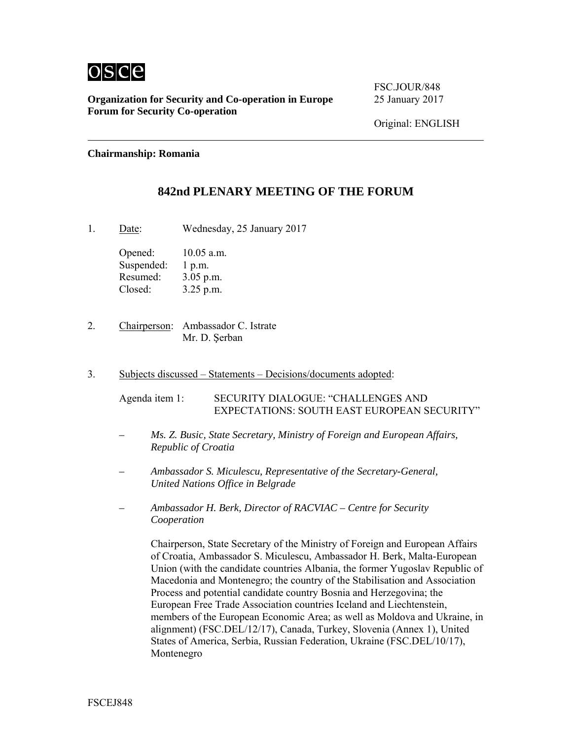**Organization for Security and Co-operation in Europe**
**Forum for Security Co-operation**

FSC.JOUR/848
25 January 2017

Original: ENGLISH

**Chairmanship: Romania**

# 842nd PLENARY MEETING OF THE FORUM

1. Date: Wednesday, 25 January 2017

   Opened: 10.05 a.m.
   Suspended: 1 p.m.
   Resumed: 3.05 p.m.
   Closed: 3.25 p.m.

2. Chairperson: Ambassador C. Istrate
   Mr. D. Şerban

3. Subjects discussed – Statements – Decisions/documents adopted:

   Agenda item 1: SECURITY DIALOGUE: "CHALLENGES AND EXPECTATIONS: SOUTH EAST EUROPEAN SECURITY"

   – *Ms. Z. Busic, State Secretary, Ministry of Foreign and European Affairs, Republic of Croatia*

   – *Ambassador S. Miculescu, Representative of the Secretary-General, United Nations Office in Belgrade*

   – *Ambassador H. Berk, Director of RACVIAC – Centre for Security Cooperation*

   Chairperson, State Secretary of the Ministry of Foreign and European Affairs of Croatia, Ambassador S. Miculescu, Ambassador H. Berk, Malta-European Union (with the candidate countries Albania, the former Yugoslav Republic of Macedonia and Montenegro; the country of the Stabilisation and Association Process and potential candidate country Bosnia and Herzegovina; the European Free Trade Association countries Iceland and Liechtenstein, members of the European Economic Area; as well as Moldova and Ukraine, in alignment) (FSC.DEL/12/17), Canada, Turkey, Slovenia (Annex 1), United States of America, Serbia, Russian Federation, Ukraine (FSC.DEL/10/17), Montenegro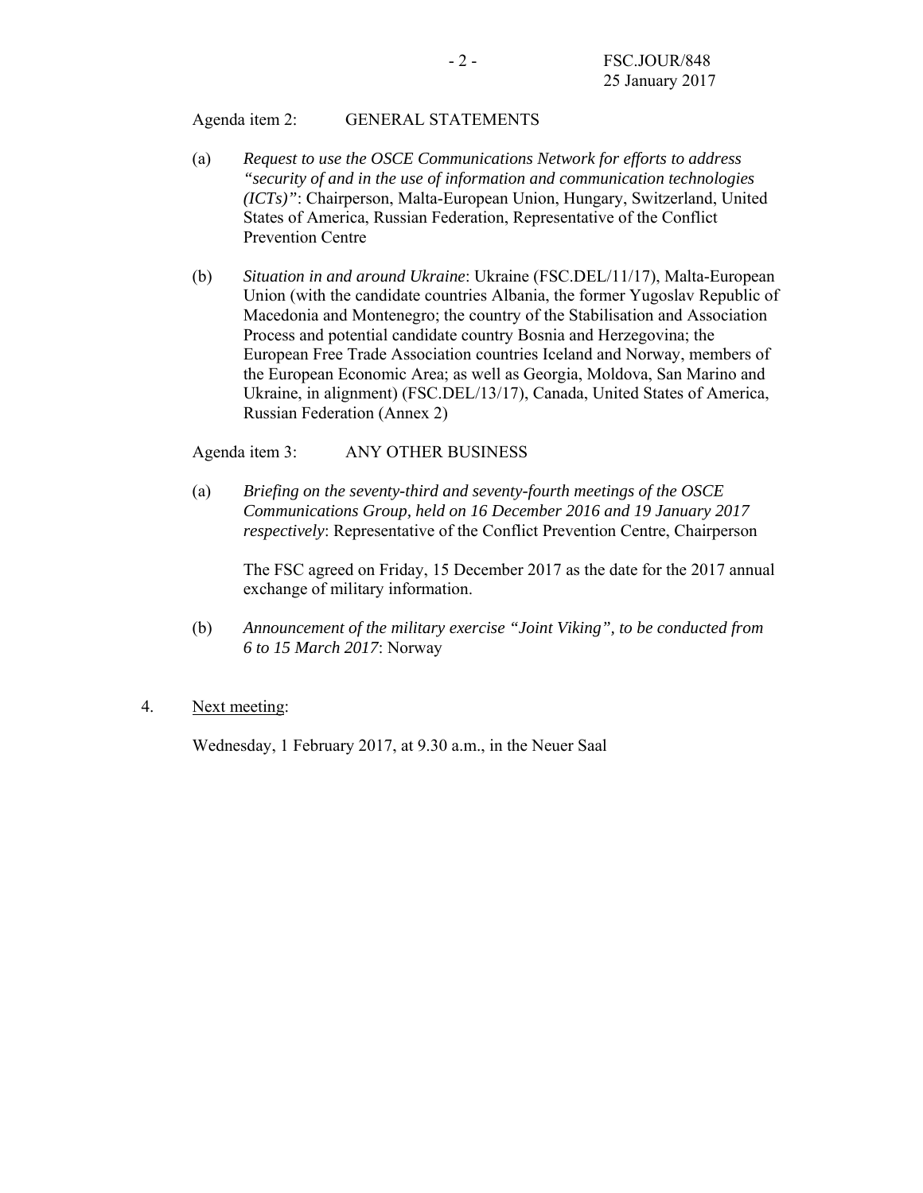Agenda item 2: GENERAL STATEMENTS

(a) *Request to use the OSCE Communications Network for efforts to address "security of and in the use of information and communication technologies (ICTs)"*: Chairperson, Malta-European Union, Hungary, Switzerland, United States of America, Russian Federation, Representative of the Conflict Prevention Centre

(b) *Situation in and around Ukraine*: Ukraine (FSC.DEL/11/17), Malta-European Union (with the candidate countries Albania, the former Yugoslav Republic of Macedonia and Montenegro; the country of the Stabilisation and Association Process and potential candidate country Bosnia and Herzegovina; the European Free Trade Association countries Iceland and Norway, members of the European Economic Area; as well as Georgia, Moldova, San Marino and Ukraine, in alignment) (FSC.DEL/13/17), Canada, United States of America, Russian Federation (Annex 2)

Agenda item 3: ANY OTHER BUSINESS

(a) *Briefing on the seventy-third and seventy-fourth meetings of the OSCE Communications Group, held on 16 December 2016 and 19 January 2017 respectively*: Representative of the Conflict Prevention Centre, Chairperson

The FSC agreed on Friday, 15 December 2017 as the date for the 2017 annual exchange of military information.

(b) *Announcement of the military exercise "Joint Viking", to be conducted from 6 to 15 March 2017*: Norway

4. Next meeting:

Wednesday, 1 February 2017, at 9.30 a.m., in the Neuer Saal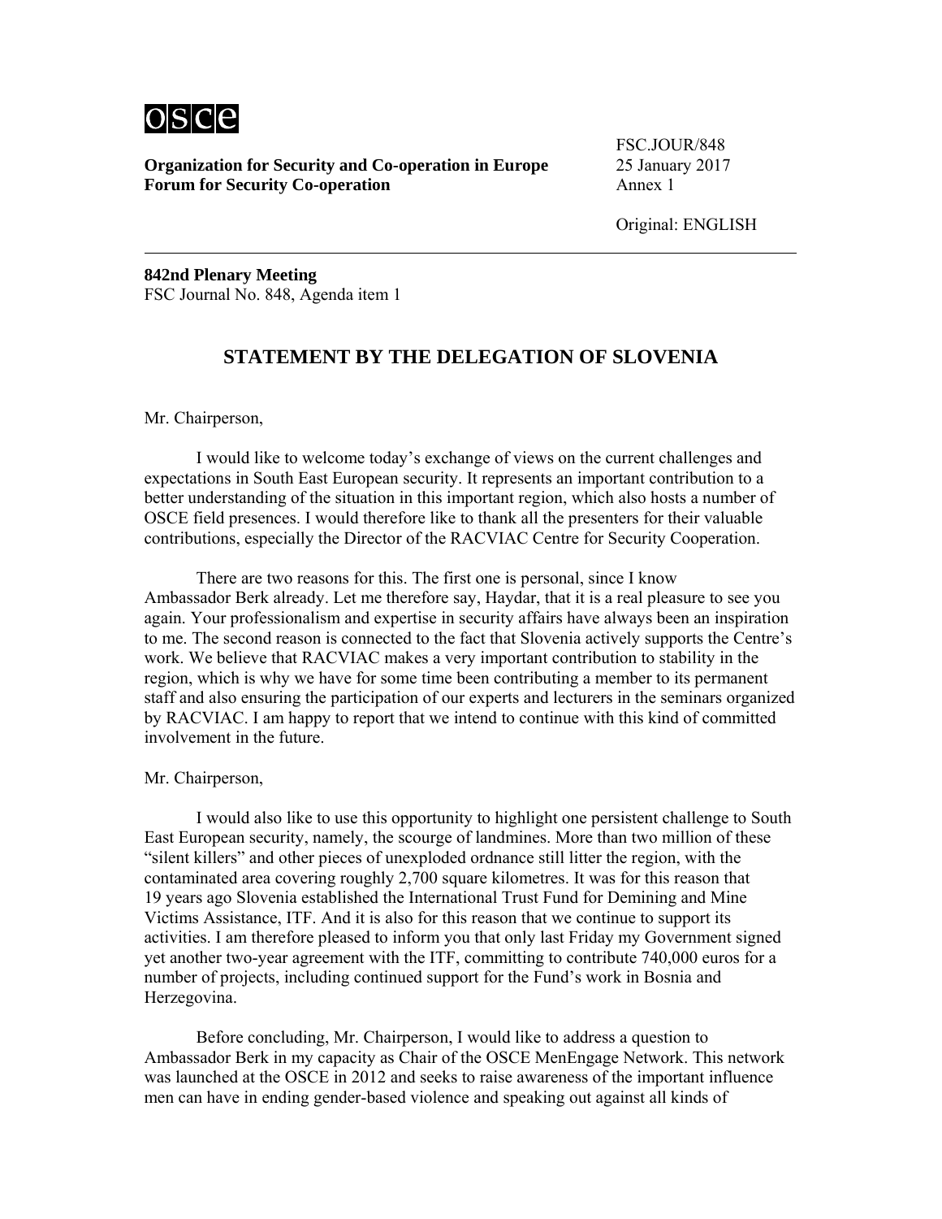**Organization for Security and Co-operation in Europe**
**Forum for Security Co-operation**

FSC.JOUR/848
25 January 2017
Annex 1

Original: ENGLISH

**842nd Plenary Meeting**
FSC Journal No. 848, Agenda item 1

## STATEMENT BY THE DELEGATION OF SLOVENIA

Mr. Chairperson,

I would like to welcome today's exchange of views on the current challenges and expectations in South East European security. It represents an important contribution to a better understanding of the situation in this important region, which also hosts a number of OSCE field presences. I would therefore like to thank all the presenters for their valuable contributions, especially the Director of the RACVIAC Centre for Security Cooperation.

There are two reasons for this. The first one is personal, since I know Ambassador Berk already. Let me therefore say, Haydar, that it is a real pleasure to see you again. Your professionalism and expertise in security affairs have always been an inspiration to me. The second reason is connected to the fact that Slovenia actively supports the Centre's work. We believe that RACVIAC makes a very important contribution to stability in the region, which is why we have for some time been contributing a member to its permanent staff and also ensuring the participation of our experts and lecturers in the seminars organized by RACVIAC. I am happy to report that we intend to continue with this kind of committed involvement in the future.

Mr. Chairperson,

I would also like to use this opportunity to highlight one persistent challenge to South East European security, namely, the scourge of landmines. More than two million of these "silent killers" and other pieces of unexploded ordnance still litter the region, with the contaminated area covering roughly 2,700 square kilometres. It was for this reason that 19 years ago Slovenia established the International Trust Fund for Demining and Mine Victims Assistance, ITF. And it is also for this reason that we continue to support its activities. I am therefore pleased to inform you that only last Friday my Government signed yet another two-year agreement with the ITF, committing to contribute 740,000 euros for a number of projects, including continued support for the Fund's work in Bosnia and Herzegovina.

Before concluding, Mr. Chairperson, I would like to address a question to Ambassador Berk in my capacity as Chair of the OSCE MenEngage Network. This network was launched at the OSCE in 2012 and seeks to raise awareness of the important influence men can have in ending gender-based violence and speaking out against all kinds of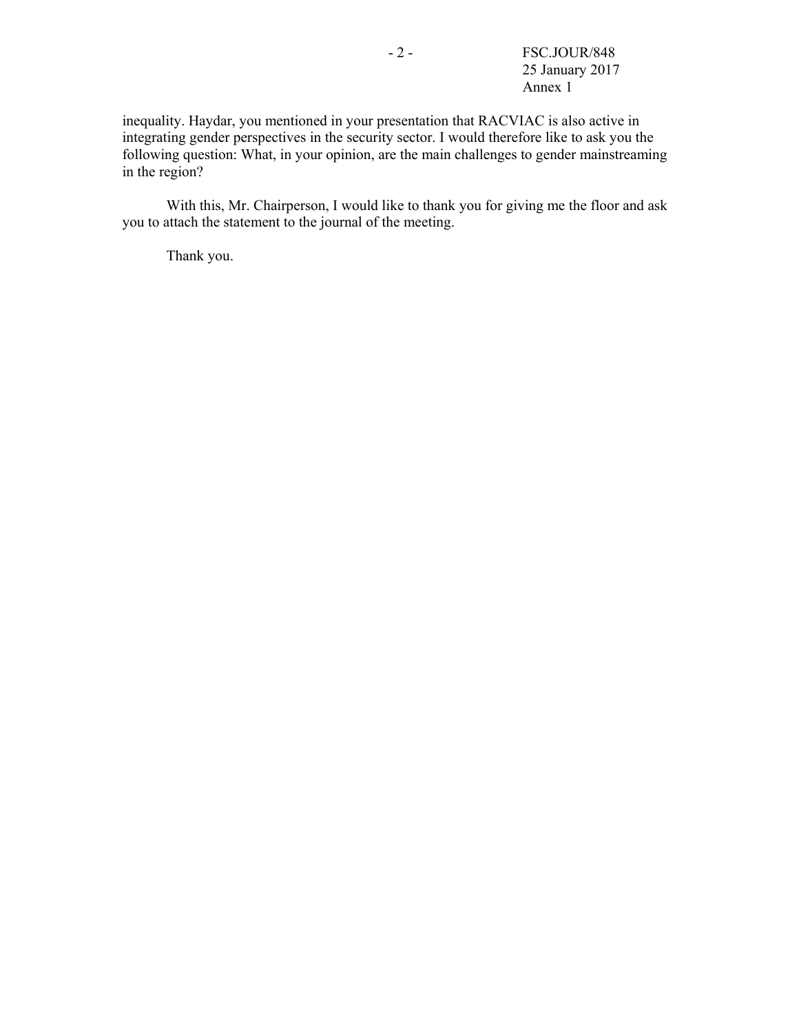inequality. Haydar, you mentioned in your presentation that RACVIAC is also active in integrating gender perspectives in the security sector. I would therefore like to ask you the following question: What, in your opinion, are the main challenges to gender mainstreaming in the region?

With this, Mr. Chairperson, I would like to thank you for giving me the floor and ask you to attach the statement to the journal of the meeting.

Thank you.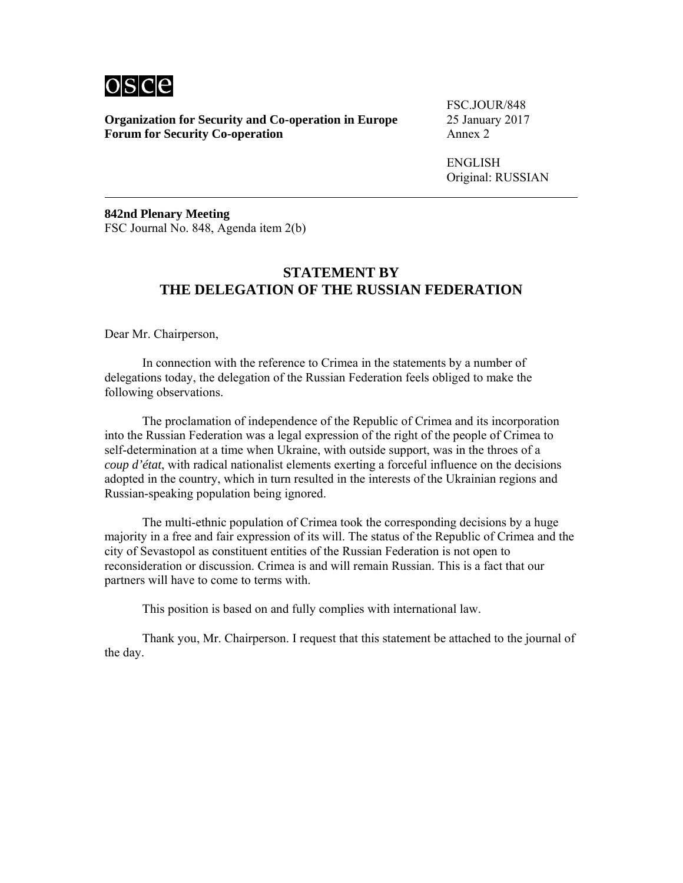osce

**Organization for Security and Co-operation in Europe**
**Forum for Security Co-operation**

FSC.JOUR/848
25 January 2017
Annex 2

ENGLISH
Original: RUSSIAN

---

**842nd Plenary Meeting**
FSC Journal No. 848, Agenda item 2(b)

## STATEMENT BY THE DELEGATION OF THE RUSSIAN FEDERATION

Dear Mr. Chairperson,

In connection with the reference to Crimea in the statements by a number of delegations today, the delegation of the Russian Federation feels obliged to make the following observations.

The proclamation of independence of the Republic of Crimea and its incorporation into the Russian Federation was a legal expression of the right of the people of Crimea to self-determination at a time when Ukraine, with outside support, was in the throes of a *coup d'état*, with radical nationalist elements exerting a forceful influence on the decisions adopted in the country, which in turn resulted in the interests of the Ukrainian regions and Russian-speaking population being ignored.

The multi-ethnic population of Crimea took the corresponding decisions by a huge majority in a free and fair expression of its will. The status of the Republic of Crimea and the city of Sevastopol as constituent entities of the Russian Federation is not open to reconsideration or discussion. Crimea is and will remain Russian. This is a fact that our partners will have to come to terms with.

This position is based on and fully complies with international law.

Thank you, Mr. Chairperson. I request that this statement be attached to the journal of the day.